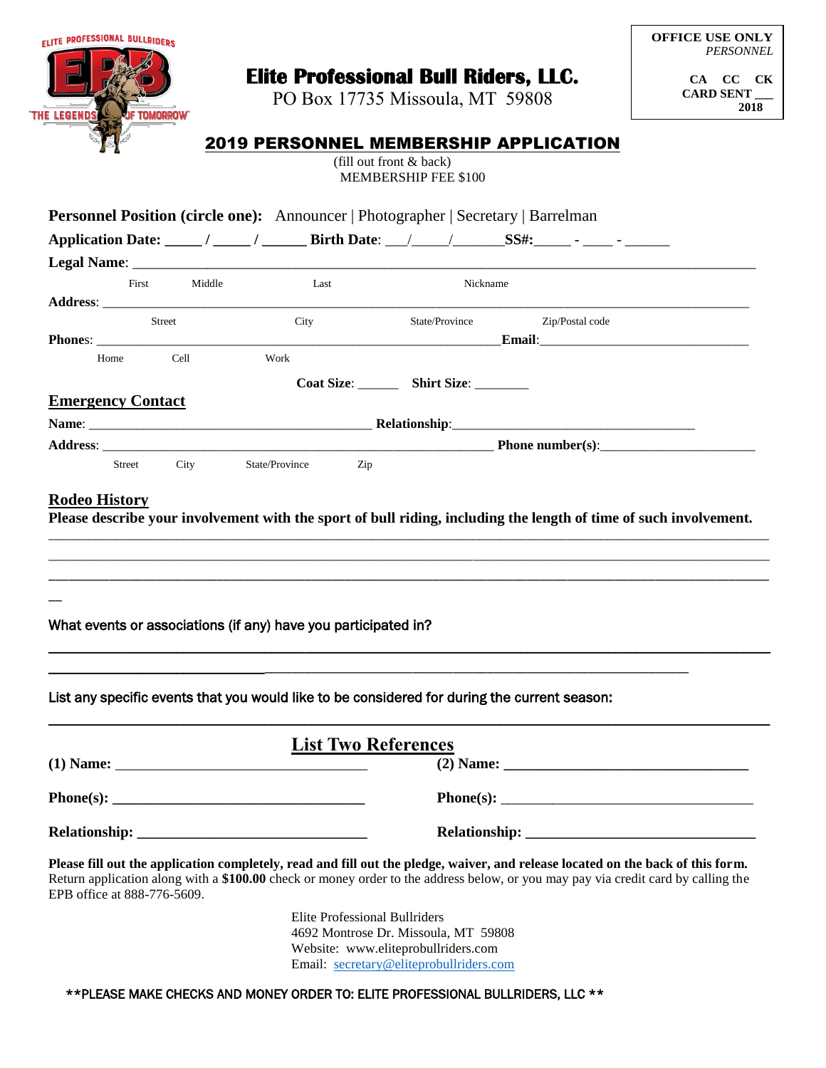ELITE PROFESSIONAL BULLRIDERS
EPB
"THE LEGENDS OF TOMORROW"

# Elite Professional Bull Riders, LLC.

PO Box 17735 Missoula, MT 59808

**OFFICE USE ONLY**
*PERSONNEL*

**CA CC CK**
**CARD SENT ___**
**2018**

## 2019 PERSONNEL MEMBERSHIP APPLICATION

(fill out front & back)
MEMBERSHIP FEE $100

**Personnel Position (circle one):** Announcer | Photographer | Secretary | Barrelman

**Application Date:** _____ / _____ / ______ **Birth Date**: ___/_____/_______**SS#:**_____ - ____ - ______

**Legal Name**: ______________________________________________________________________
First Middle Last Nickname

**Address**: ______________________________________________________________________
Street City State/Province Zip/Postal code

**Phones**: ____________________________________________________**Email**:______________________________
Home Cell Work

**Coat Size**: ______ **Shirt Size**: ________

## Emergency Contact

**Name**: ______________________________________ **Relationship**:____________________________________

**Address**: ____________________________________________________ **Phone number(s)**:______________________
Street City State/Province Zip

## Rodeo History

**Please describe your involvement with the sport of bull riding, including the length of time of such involvement.**

______________________________________________________________________________________________

______________________________________________________________________________________________

______________________________________________________________________________________________

__

What events or associations (if any) have you participated in?

______________________________________________________________________________________________

______________________________________________________________________________________

List any specific events that you would like to be considered for during the current season:

______________________________________________________________________________________________

## List Two References

**(1) Name:** ___________________________________ **(2) Name:** ___________________________________

**Phone(s):** ___________________________________ **Phone(s):** ___________________________________

**Relationship:** _______________________________ **Relationship:** _______________________________

**Please fill out the application completely, read and fill out the pledge, waiver, and release located on the back of this form.** Return application along with a **$100.00** check or money order to the address below, or you may pay via credit card by calling the EPB office at 888-776-5609.

Elite Professional Bullriders
4692 Montrose Dr. Missoula, MT 59808
Website: www.eliteprobullriders.com
Email: secretary@eliteprobullriders.com

**PLEASE MAKE CHECKS AND MONEY ORDER TO: ELITE PROFESSIONAL BULLRIDERS, LLC **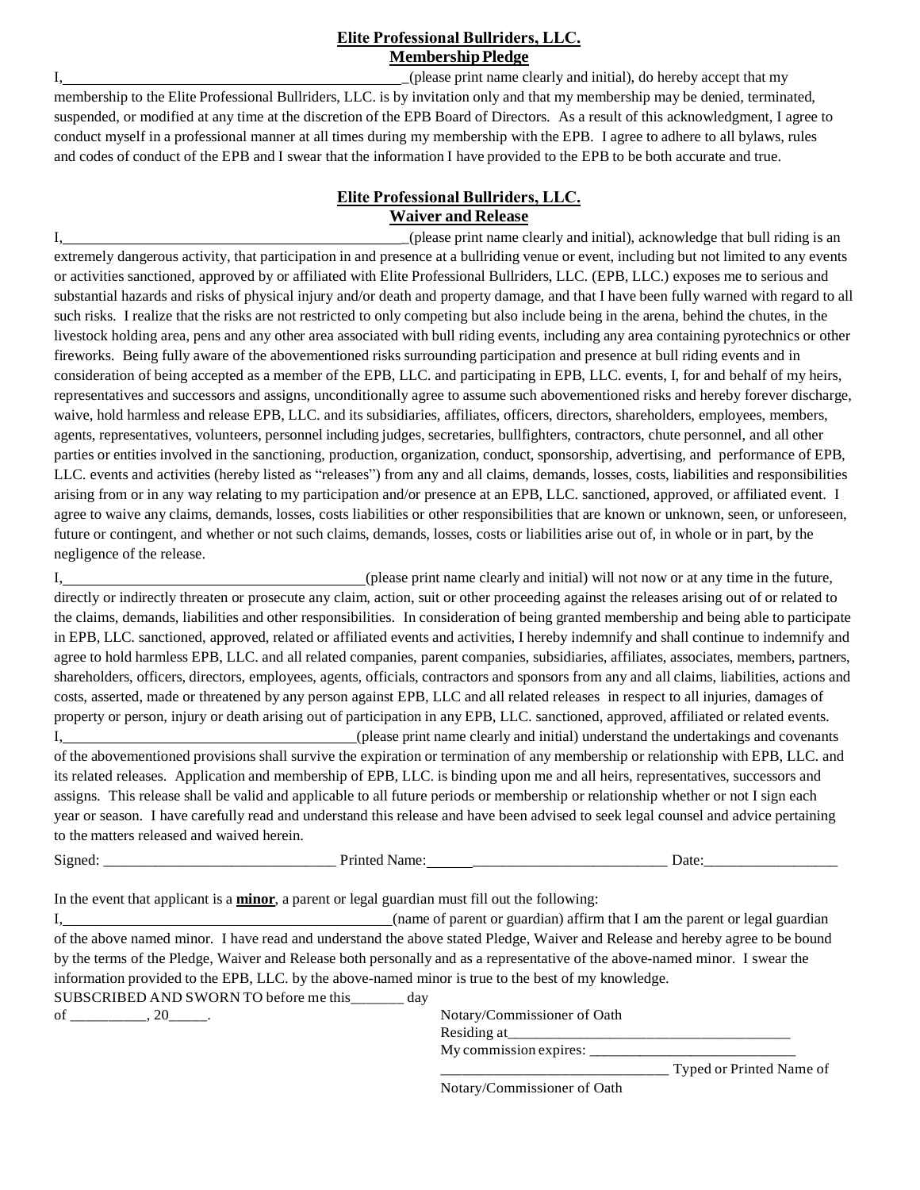**Elite Professional Bullriders, LLC.**
**Membership Pledge**

I,_______________________________________________(please print name clearly and initial), do hereby accept that my membership to the Elite Professional Bullriders, LLC. is by invitation only and that my membership may be denied, terminated, suspended, or modified at any time at the discretion of the EPB Board of Directors. As a result of this acknowledgment, I agree to conduct myself in a professional manner at all times during my membership with the EPB. I agree to adhere to all bylaws, rules and codes of conduct of the EPB and I swear that the information I have provided to the EPB to be both accurate and true.

**Elite Professional Bullriders, LLC.**
**Waiver and Release**

I,_______________________________________________(please print name clearly and initial), acknowledge that bull riding is an extremely dangerous activity, that participation in and presence at a bullriding venue or event, including but not limited to any events or activities sanctioned, approved by or affiliated with Elite Professional Bullriders, LLC. (EPB, LLC.) exposes me to serious and substantial hazards and risks of physical injury and/or death and property damage, and that I have been fully warned with regard to all such risks. I realize that the risks are not restricted to only competing but also include being in the arena, behind the chutes, in the livestock holding area, pens and any other area associated with bull riding events, including any area containing pyrotechnics or other fireworks. Being fully aware of the abovementioned risks surrounding participation and presence at bull riding events and in consideration of being accepted as a member of the EPB, LLC. and participating in EPB, LLC. events, I, for and behalf of my heirs, representatives and successors and assigns, unconditionally agree to assume such abovementioned risks and hereby forever discharge, waive, hold harmless and release EPB, LLC. and its subsidiaries, affiliates, officers, directors, shareholders, employees, members, agents, representatives, volunteers, personnel including judges, secretaries, bullfighters, contractors, chute personnel, and all other parties or entities involved in the sanctioning, production, organization, conduct, sponsorship, advertising, and performance of EPB, LLC. events and activities (hereby listed as "releases") from any and all claims, demands, losses, costs, liabilities and responsibilities arising from or in any way relating to my participation and/or presence at an EPB, LLC. sanctioned, approved, or affiliated event. I agree to waive any claims, demands, losses, costs liabilities or other responsibilities that are known or unknown, seen, or unforeseen, future or contingent, and whether or not such claims, demands, losses, costs or liabilities arise out of, in whole or in part, by the negligence of the release.

I,_________________________________________(please print name clearly and initial) will not now or at any time in the future, directly or indirectly threaten or prosecute any claim, action, suit or other proceeding against the releases arising out of or related to the claims, demands, liabilities and other responsibilities. In consideration of being granted membership and being able to participate in EPB, LLC. sanctioned, approved, related or affiliated events and activities, I hereby indemnify and shall continue to indemnify and agree to hold harmless EPB, LLC. and all related companies, parent companies, subsidiaries, affiliates, associates, members, partners, shareholders, officers, directors, employees, agents, officials, contractors and sponsors from any and all claims, liabilities, actions and costs, asserted, made or threatened by any person against EPB, LLC and all related releases in respect to all injuries, damages of property or person, injury or death arising out of participation in any EPB, LLC. sanctioned, approved, affiliated or related events.
I,_________________________________________(please print name clearly and initial) understand the undertakings and covenants of the abovementioned provisions shall survive the expiration or termination of any membership or relationship with EPB, LLC. and its related releases. Application and membership of EPB, LLC. is binding upon me and all heirs, representatives, successors and assigns. This release shall be valid and applicable to all future periods or membership or relationship whether or not I sign each year or season. I have carefully read and understand this release and have been advised to seek legal counsel and advice pertaining to the matters released and waived herein.

Signed: _______________________________ Printed Name:_________________________________ Date:__________________

In the event that applicant is a **minor**, a parent or legal guardian must fill out the following:
I,_____________________________________________(name of parent or guardian) affirm that I am the parent or legal guardian of the above named minor. I have read and understand the above stated Pledge, Waiver and Release and hereby agree to be bound by the terms of the Pledge, Waiver and Release both personally and as a representative of the above-named minor. I swear the information provided to the EPB, LLC. by the above-named minor is true to the best of my knowledge.
SUBSCRIBED AND SWORN TO before me this_______ day
of __________, 20_____.

Notary/Commissioner of Oath
Residing at_______________________________________
My commission expires: ____________________________
_______________________________ Typed or Printed Name of Notary/Commissioner of Oath